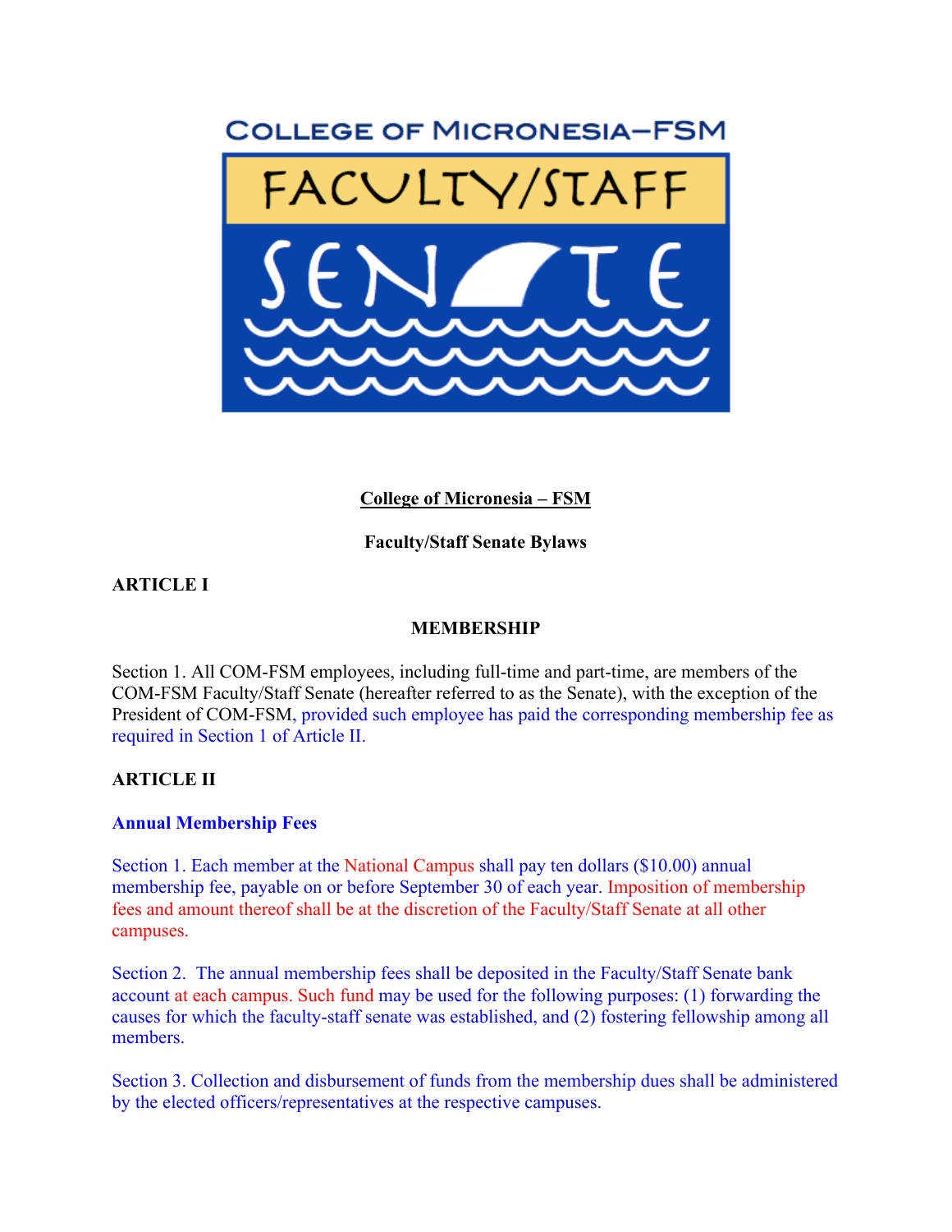**College of Micronesia – FSM**

**Faculty/Staff Senate Bylaws**

## ARTICLE I

### MEMBERSHIP

Section 1. All COM-FSM employees, including full-time and part-time, are members of the COM-FSM Faculty/Staff Senate (hereafter referred to as the Senate), with the exception of the President of COM-FSM, provided such employee has paid the corresponding membership fee as required in Section 1 of Article II.

## ARTICLE II

### Annual Membership Fees

Section 1. Each member at the National Campus shall pay ten dollars ($10.00) annual membership fee, payable on or before September 30 of each year. Imposition of membership fees and amount thereof shall be at the discretion of the Faculty/Staff Senate at all other campuses.

Section 2. The annual membership fees shall be deposited in the Faculty/Staff Senate bank account at each campus. Such fund may be used for the following purposes: (1) forwarding the causes for which the faculty-staff senate was established, and (2) fostering fellowship among all members.

Section 3. Collection and disbursement of funds from the membership dues shall be administered by the elected officers/representatives at the respective campuses.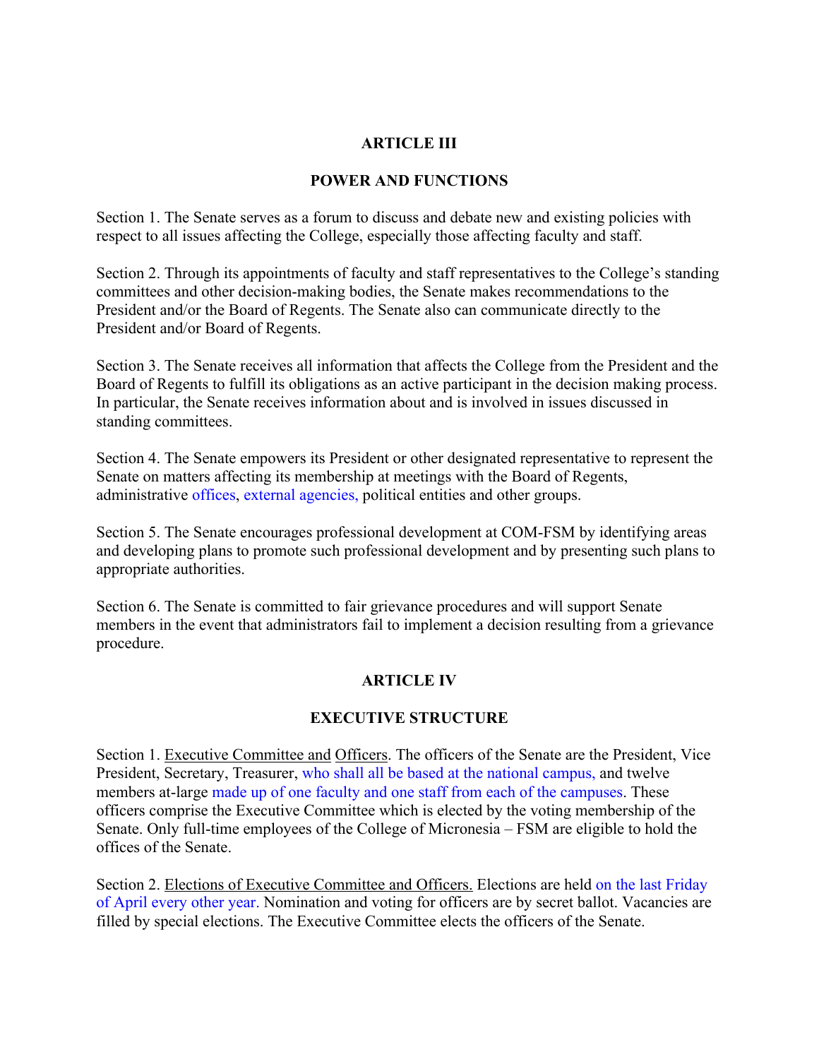## ARTICLE III

## POWER AND FUNCTIONS

Section 1. The Senate serves as a forum to discuss and debate new and existing policies with respect to all issues affecting the College, especially those affecting faculty and staff.

Section 2. Through its appointments of faculty and staff representatives to the College's standing committees and other decision-making bodies, the Senate makes recommendations to the President and/or the Board of Regents. The Senate also can communicate directly to the President and/or Board of Regents.

Section 3. The Senate receives all information that affects the College from the President and the Board of Regents to fulfill its obligations as an active participant in the decision making process. In particular, the Senate receives information about and is involved in issues discussed in standing committees.

Section 4. The Senate empowers its President or other designated representative to represent the Senate on matters affecting its membership at meetings with the Board of Regents, administrative offices, external agencies, political entities and other groups.

Section 5. The Senate encourages professional development at COM-FSM by identifying areas and developing plans to promote such professional development and by presenting such plans to appropriate authorities.

Section 6. The Senate is committed to fair grievance procedures and will support Senate members in the event that administrators fail to implement a decision resulting from a grievance procedure.

## ARTICLE IV

## EXECUTIVE STRUCTURE

Section 1. Executive Committee and Officers. The officers of the Senate are the President, Vice President, Secretary, Treasurer, who shall all be based at the national campus, and twelve members at-large made up of one faculty and one staff from each of the campuses. These officers comprise the Executive Committee which is elected by the voting membership of the Senate. Only full-time employees of the College of Micronesia – FSM are eligible to hold the offices of the Senate.

Section 2. Elections of Executive Committee and Officers. Elections are held on the last Friday of April every other year. Nomination and voting for officers are by secret ballot. Vacancies are filled by special elections. The Executive Committee elects the officers of the Senate.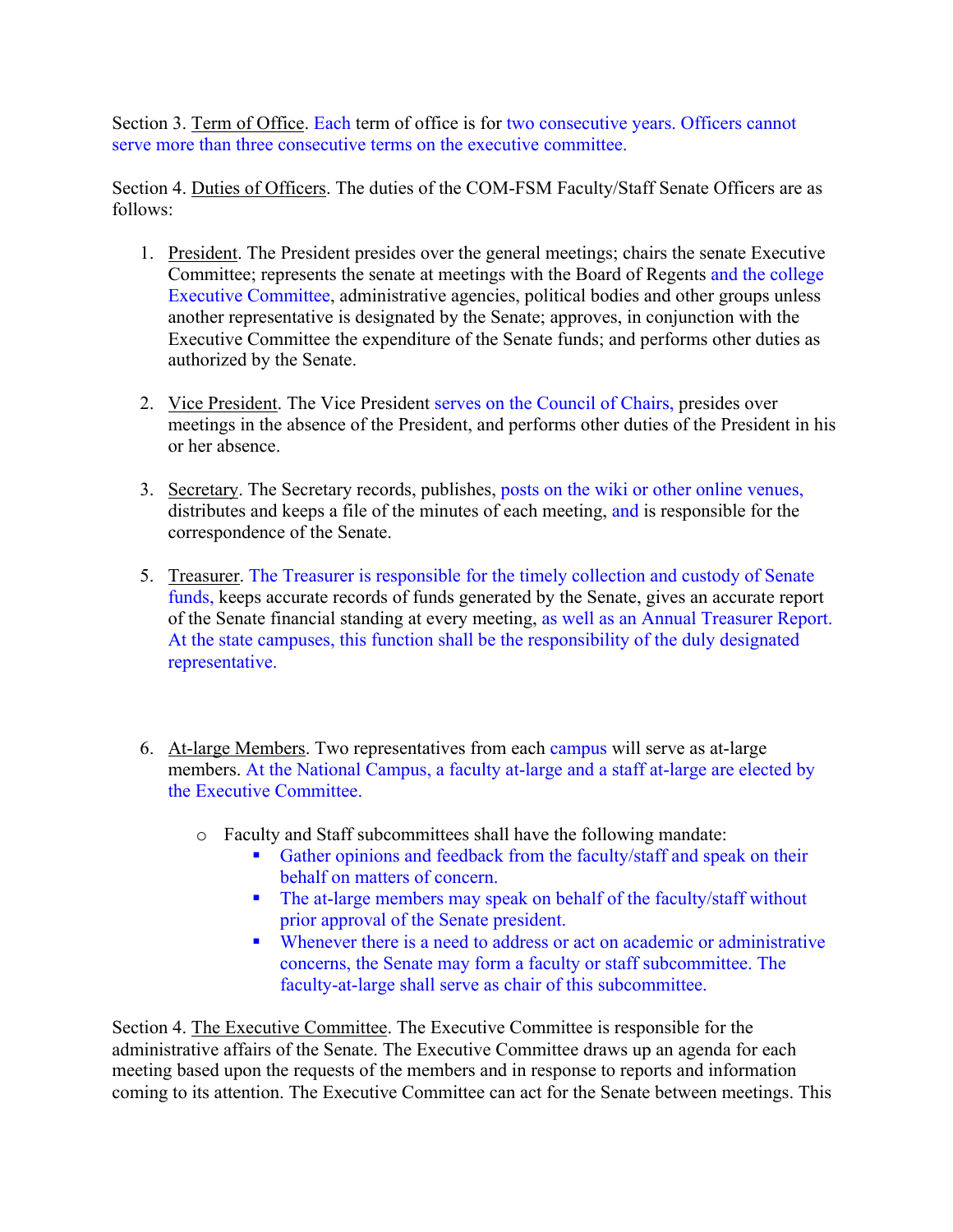Section 3. Term of Office. Each term of office is for two consecutive years. Officers cannot serve more than three consecutive terms on the executive committee.

Section 4. Duties of Officers. The duties of the COM-FSM Faculty/Staff Senate Officers are as follows:

1. President. The President presides over the general meetings; chairs the senate Executive Committee; represents the senate at meetings with the Board of Regents and the college Executive Committee, administrative agencies, political bodies and other groups unless another representative is designated by the Senate; approves, in conjunction with the Executive Committee the expenditure of the Senate funds; and performs other duties as authorized by the Senate.

2. Vice President. The Vice President serves on the Council of Chairs, presides over meetings in the absence of the President, and performs other duties of the President in his or her absence.

3. Secretary. The Secretary records, publishes, posts on the wiki or other online venues, distributes and keeps a file of the minutes of each meeting, and is responsible for the correspondence of the Senate.

5. Treasurer. The Treasurer is responsible for the timely collection and custody of Senate funds, keeps accurate records of funds generated by the Senate, gives an accurate report of the Senate financial standing at every meeting, as well as an Annual Treasurer Report. At the state campuses, this function shall be the responsibility of the duly designated representative.

6. At-large Members. Two representatives from each campus will serve as at-large members. At the National Campus, a faculty at-large and a staff at-large are elected by the Executive Committee.

   - Faculty and Staff subcommittees shall have the following mandate:
     - Gather opinions and feedback from the faculty/staff and speak on their behalf on matters of concern.
     - The at-large members may speak on behalf of the faculty/staff without prior approval of the Senate president.
     - Whenever there is a need to address or act on academic or administrative concerns, the Senate may form a faculty or staff subcommittee. The faculty-at-large shall serve as chair of this subcommittee.

Section 4. The Executive Committee. The Executive Committee is responsible for the administrative affairs of the Senate. The Executive Committee draws up an agenda for each meeting based upon the requests of the members and in response to reports and information coming to its attention. The Executive Committee can act for the Senate between meetings. This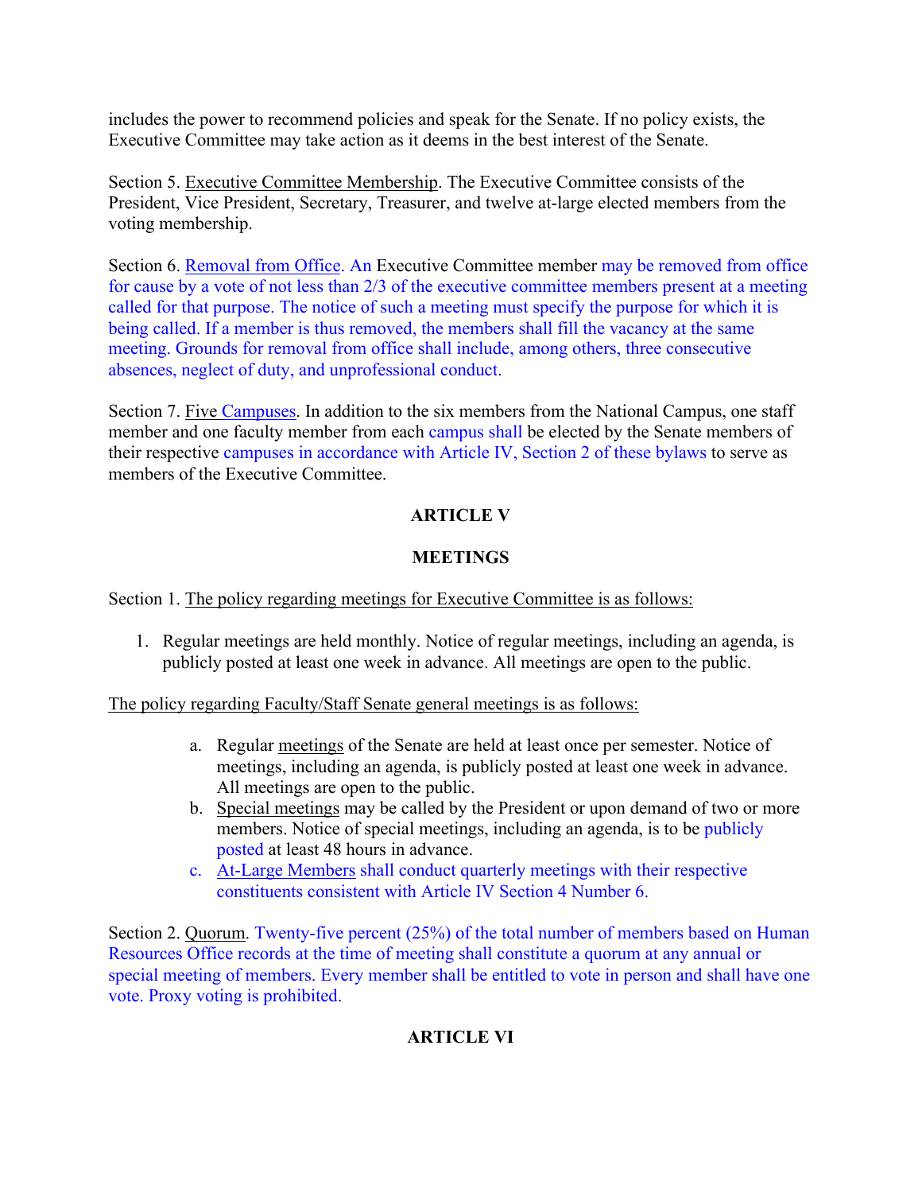includes the power to recommend policies and speak for the Senate. If no policy exists, the Executive Committee may take action as it deems in the best interest of the Senate.

Section 5. Executive Committee Membership. The Executive Committee consists of the President, Vice President, Secretary, Treasurer, and twelve at-large elected members from the voting membership.

Section 6. Removal from Office. An Executive Committee member may be removed from office for cause by a vote of not less than 2/3 of the executive committee members present at a meeting called for that purpose. The notice of such a meeting must specify the purpose for which it is being called. If a member is thus removed, the members shall fill the vacancy at the same meeting. Grounds for removal from office shall include, among others, three consecutive absences, neglect of duty, and unprofessional conduct.

Section 7. Five Campuses. In addition to the six members from the National Campus, one staff member and one faculty member from each campus shall be elected by the Senate members of their respective campuses in accordance with Article IV, Section 2 of these bylaws to serve as members of the Executive Committee.

## ARTICLE V

## MEETINGS

Section 1. The policy regarding meetings for Executive Committee is as follows:

1. Regular meetings are held monthly. Notice of regular meetings, including an agenda, is publicly posted at least one week in advance. All meetings are open to the public.

The policy regarding Faculty/Staff Senate general meetings is as follows:

a. Regular meetings of the Senate are held at least once per semester. Notice of meetings, including an agenda, is publicly posted at least one week in advance. All meetings are open to the public.
b. Special meetings may be called by the President or upon demand of two or more members. Notice of special meetings, including an agenda, is to be publicly posted at least 48 hours in advance.
c. At-Large Members shall conduct quarterly meetings with their respective constituents consistent with Article IV Section 4 Number 6.

Section 2. Quorum. Twenty-five percent (25%) of the total number of members based on Human Resources Office records at the time of meeting shall constitute a quorum at any annual or special meeting of members. Every member shall be entitled to vote in person and shall have one vote. Proxy voting is prohibited.

## ARTICLE VI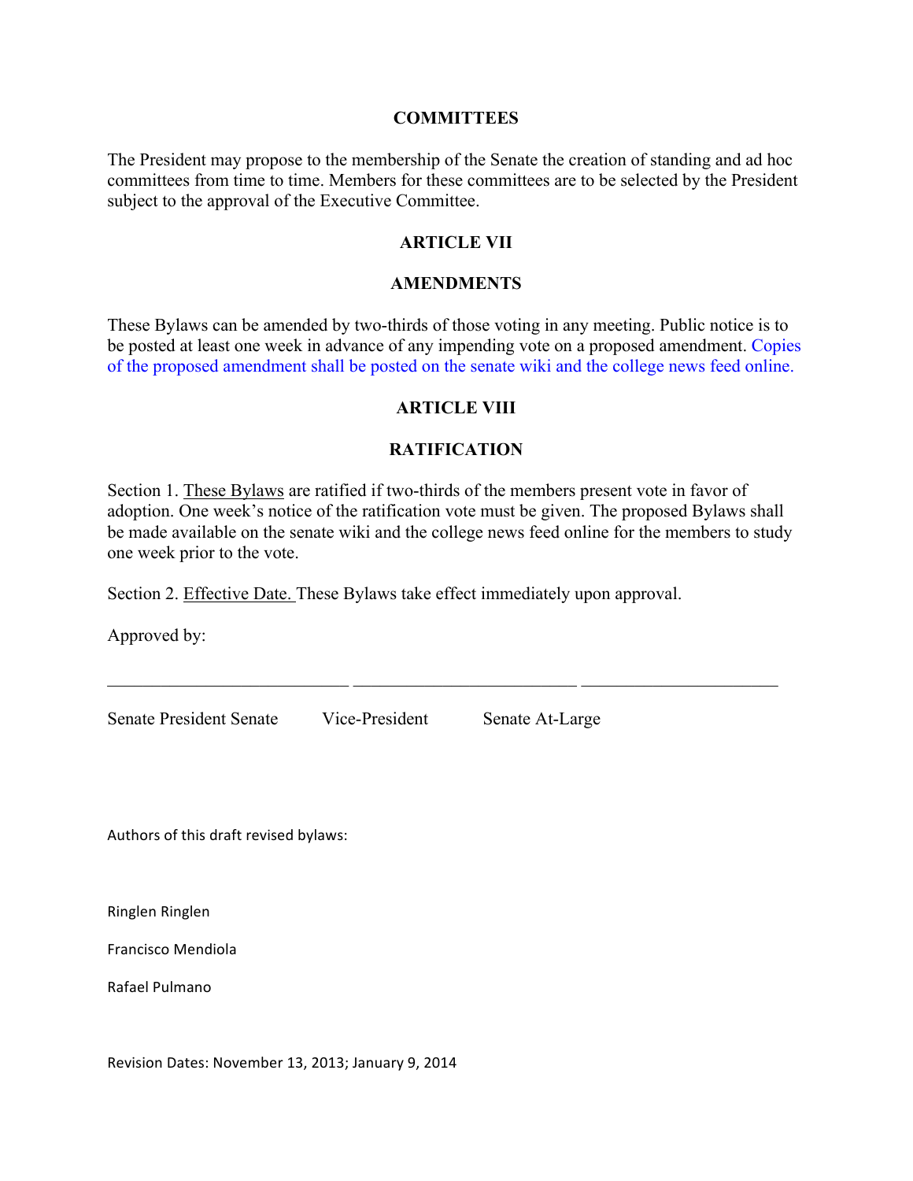## COMMITTEES

The President may propose to the membership of the Senate the creation of standing and ad hoc committees from time to time. Members for these committees are to be selected by the President subject to the approval of the Executive Committee.

## ARTICLE VII

## AMENDMENTS

These Bylaws can be amended by two-thirds of those voting in any meeting. Public notice is to be posted at least one week in advance of any impending vote on a proposed amendment. Copies of the proposed amendment shall be posted on the senate wiki and the college news feed online.

## ARTICLE VIII

## RATIFICATION

Section 1. These Bylaws are ratified if two-thirds of the members present vote in favor of adoption. One week's notice of the ratification vote must be given. The proposed Bylaws shall be made available on the senate wiki and the college news feed online for the members to study one week prior to the vote.

Section 2. Effective Date. These Bylaws take effect immediately upon approval.

Approved by:

\_\_\_\_\_\_\_\_\_\_\_\_\_\_\_\_\_\_\_\_\_\_\_\_\_\_\_ \_\_\_\_\_\_\_\_\_\_\_\_\_\_\_\_\_\_\_\_\_\_\_\_\_\_\_ \_\_\_\_\_\_\_\_\_\_\_\_\_\_\_\_\_\_\_\_\_\_\_\_\_\_\_

Senate President Senate Vice-President Senate At-Large

Authors of this draft revised bylaws:

Ringlen Ringlen

Francisco Mendiola

Rafael Pulmano

Revision Dates: November 13, 2013; January 9, 2014